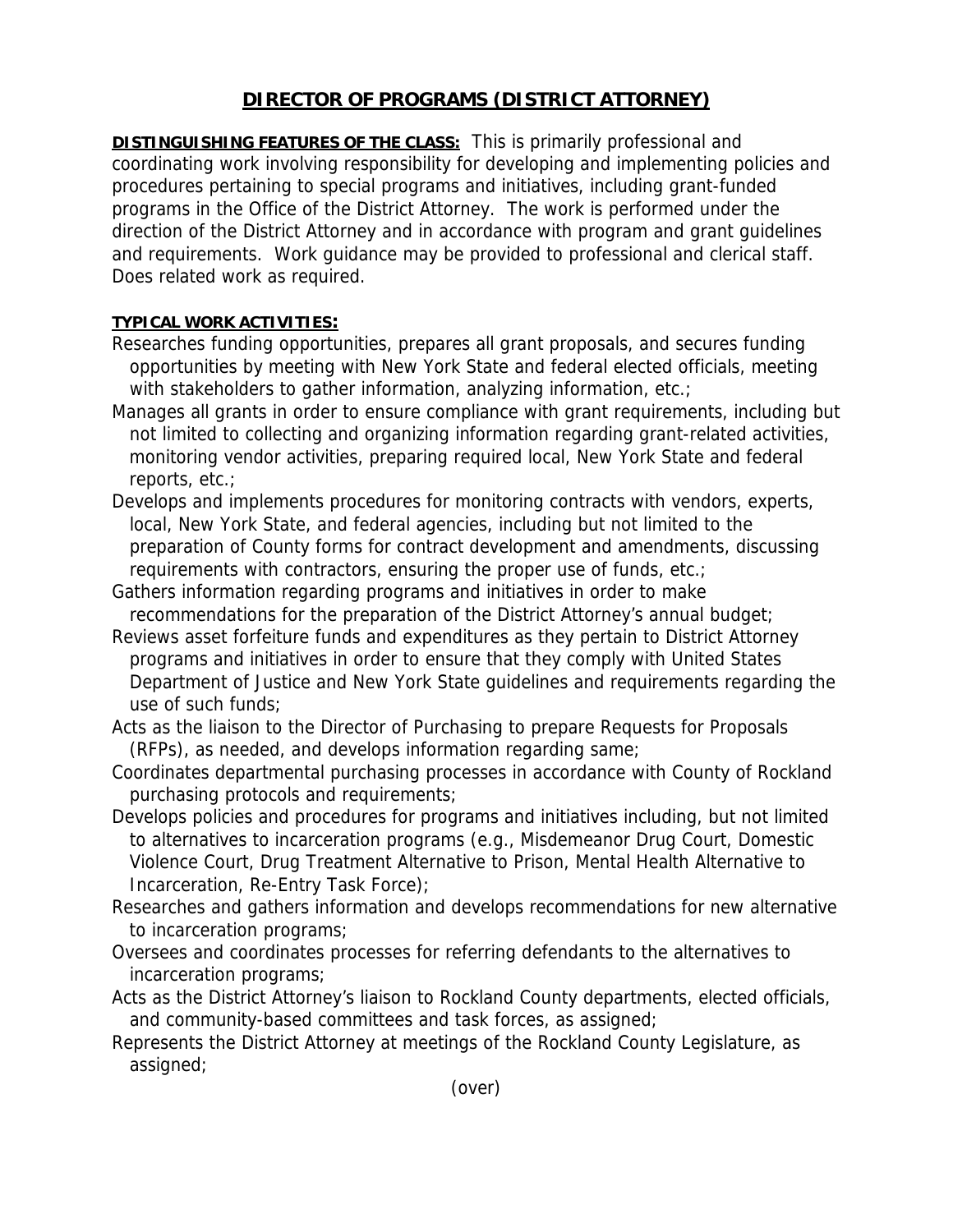# DIRECTOR OF PROGRAMS (DISTRICT ATTORNEY)

**DISTINGUISHING FEATURES OF THE CLASS:** This is primarily professional and coordinating work involving responsibility for developing and implementing policies and procedures pertaining to special programs and initiatives, including grant-funded programs in the Office of the District Attorney. The work is performed under the direction of the District Attorney and in accordance with program and grant guidelines and requirements. Work guidance may be provided to professional and clerical staff. Does related work as required.

**TYPICAL WORK ACTIVITIES:**

Researches funding opportunities, prepares all grant proposals, and secures funding opportunities by meeting with New York State and federal elected officials, meeting with stakeholders to gather information, analyzing information, etc.;

Manages all grants in order to ensure compliance with grant requirements, including but not limited to collecting and organizing information regarding grant-related activities, monitoring vendor activities, preparing required local, New York State and federal reports, etc.;

Develops and implements procedures for monitoring contracts with vendors, experts, local, New York State, and federal agencies, including but not limited to the preparation of County forms for contract development and amendments, discussing requirements with contractors, ensuring the proper use of funds, etc.;

Gathers information regarding programs and initiatives in order to make recommendations for the preparation of the District Attorney's annual budget;

Reviews asset forfeiture funds and expenditures as they pertain to District Attorney programs and initiatives in order to ensure that they comply with United States Department of Justice and New York State guidelines and requirements regarding the use of such funds;

Acts as the liaison to the Director of Purchasing to prepare Requests for Proposals (RFPs), as needed, and develops information regarding same;

Coordinates departmental purchasing processes in accordance with County of Rockland purchasing protocols and requirements;

Develops policies and procedures for programs and initiatives including, but not limited to alternatives to incarceration programs (e.g., Misdemeanor Drug Court, Domestic Violence Court, Drug Treatment Alternative to Prison, Mental Health Alternative to Incarceration, Re-Entry Task Force);

Researches and gathers information and develops recommendations for new alternative to incarceration programs;

Oversees and coordinates processes for referring defendants to the alternatives to incarceration programs;

Acts as the District Attorney's liaison to Rockland County departments, elected officials, and community-based committees and task forces, as assigned;

Represents the District Attorney at meetings of the Rockland County Legislature, as assigned;

(over)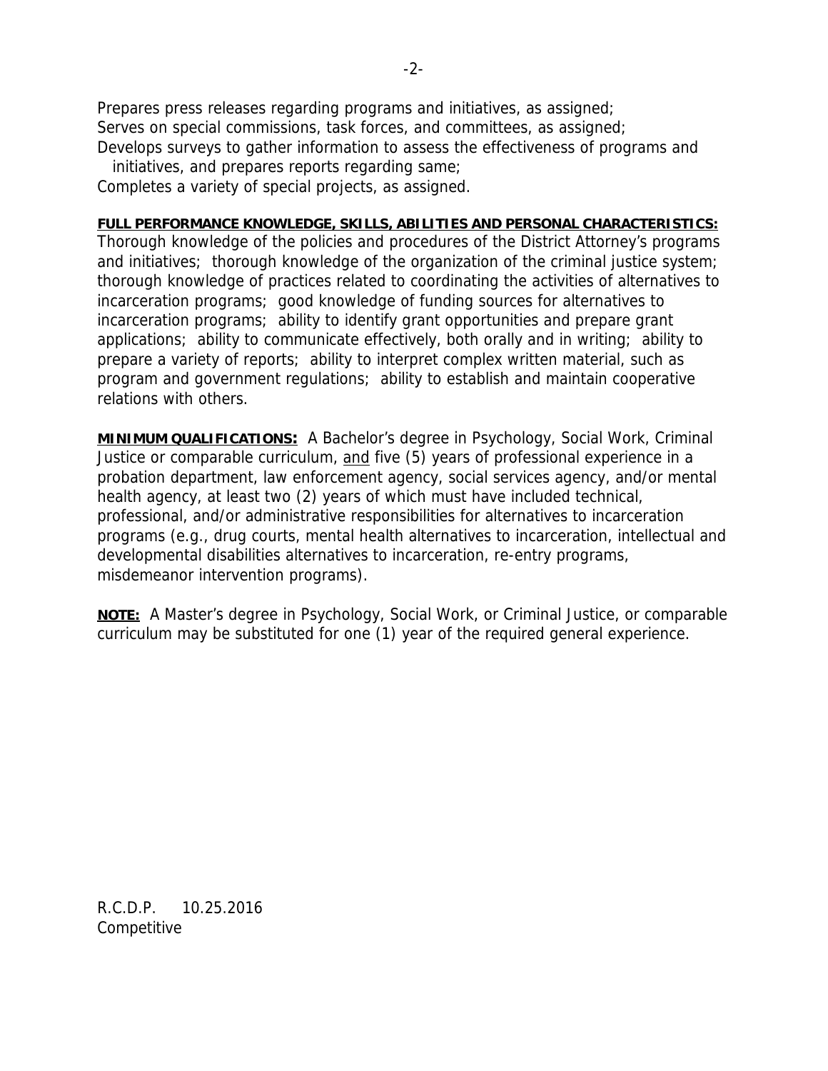Prepares press releases regarding programs and initiatives, as assigned;
Serves on special commissions, task forces, and committees, as assigned;
Develops surveys to gather information to assess the effectiveness of programs and initiatives, and prepares reports regarding same;
Completes a variety of special projects, as assigned.

**FULL PERFORMANCE KNOWLEDGE, SKILLS, ABILITIES AND PERSONAL CHARACTERISTICS:**
Thorough knowledge of the policies and procedures of the District Attorney's programs and initiatives; thorough knowledge of the organization of the criminal justice system; thorough knowledge of practices related to coordinating the activities of alternatives to incarceration programs; good knowledge of funding sources for alternatives to incarceration programs; ability to identify grant opportunities and prepare grant applications; ability to communicate effectively, both orally and in writing; ability to prepare a variety of reports; ability to interpret complex written material, such as program and government regulations; ability to establish and maintain cooperative relations with others.

**MINIMUM QUALIFICATIONS:** A Bachelor's degree in Psychology, Social Work, Criminal Justice or comparable curriculum, and five (5) years of professional experience in a probation department, law enforcement agency, social services agency, and/or mental health agency, at least two (2) years of which must have included technical, professional, and/or administrative responsibilities for alternatives to incarceration programs (e.g., drug courts, mental health alternatives to incarceration, intellectual and developmental disabilities alternatives to incarceration, re-entry programs, misdemeanor intervention programs).

**NOTE:** A Master's degree in Psychology, Social Work, or Criminal Justice, or comparable curriculum may be substituted for one (1) year of the required general experience.

R.C.D.P. 10.25.2016
Competitive